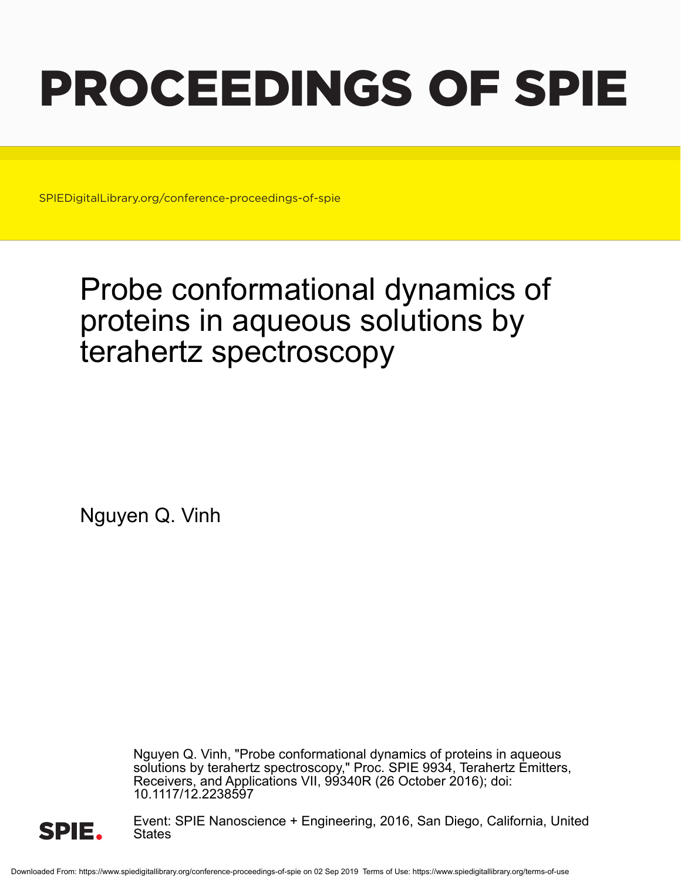# PROCEEDINGS OF SPIE

SPIEDigitalLibrary.org/conference-proceedings-of-spie

# Probe conformational dynamics of proteins in aqueous solutions by terahertz spectroscopy

Nguyen Q. Vinh

Nguyen Q. Vinh, "Probe conformational dynamics of proteins in aqueous solutions by terahertz spectroscopy," Proc. SPIE 9934, Terahertz Emitters, Receivers, and Applications VII, 99340R (26 October 2016); doi: 10.1117/12.2238597

Event: SPIE Nanoscience + Engineering, 2016, San Diego, California, United States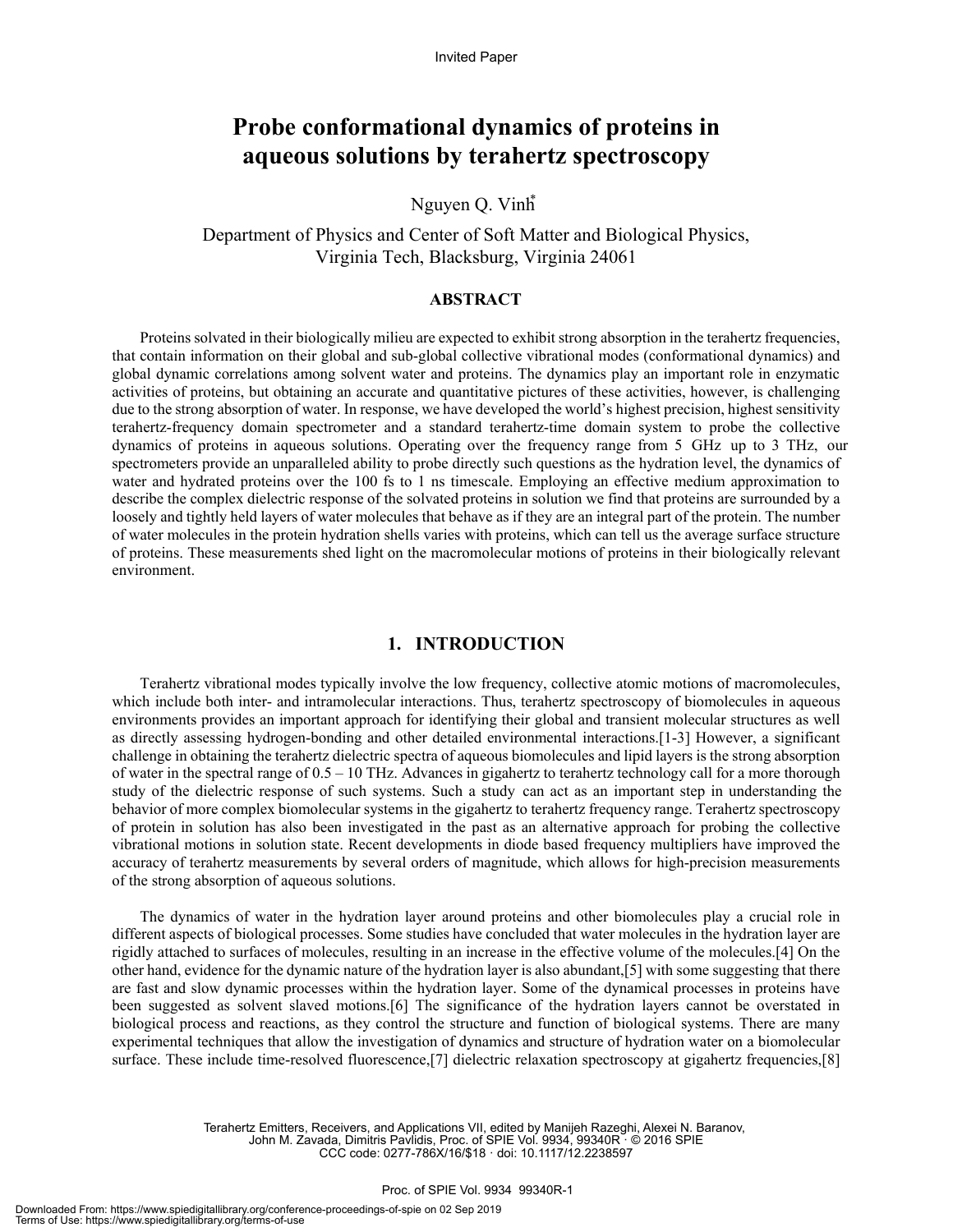Invited Paper

# Probe conformational dynamics of proteins in aqueous solutions by terahertz spectroscopy

Nguyen Q. Vinh*

Department of Physics and Center of Soft Matter and Biological Physics, Virginia Tech, Blacksburg, Virginia 24061

## ABSTRACT

Proteins solvated in their biologically milieu are expected to exhibit strong absorption in the terahertz frequencies, that contain information on their global and sub-global collective vibrational modes (conformational dynamics) and global dynamic correlations among solvent water and proteins. The dynamics play an important role in enzymatic activities of proteins, but obtaining an accurate and quantitative pictures of these activities, however, is challenging due to the strong absorption of water. In response, we have developed the world's highest precision, highest sensitivity terahertz-frequency domain spectrometer and a standard terahertz-time domain system to probe the collective dynamics of proteins in aqueous solutions. Operating over the frequency range from 5 GHz up to 3 THz, our spectrometers provide an unparalleled ability to probe directly such questions as the hydration level, the dynamics of water and hydrated proteins over the 100 fs to 1 ns timescale. Employing an effective medium approximation to describe the complex dielectric response of the solvated proteins in solution we find that proteins are surrounded by a loosely and tightly held layers of water molecules that behave as if they are an integral part of the protein. The number of water molecules in the protein hydration shells varies with proteins, which can tell us the average surface structure of proteins. These measurements shed light on the macromolecular motions of proteins in their biologically relevant environment.

## 1. INTRODUCTION

Terahertz vibrational modes typically involve the low frequency, collective atomic motions of macromolecules, which include both inter- and intramolecular interactions. Thus, terahertz spectroscopy of biomolecules in aqueous environments provides an important approach for identifying their global and transient molecular structures as well as directly assessing hydrogen-bonding and other detailed environmental interactions.[1-3] However, a significant challenge in obtaining the terahertz dielectric spectra of aqueous biomolecules and lipid layers is the strong absorption of water in the spectral range of 0.5 – 10 THz. Advances in gigahertz to terahertz technology call for a more thorough study of the dielectric response of such systems. Such a study can act as an important step in understanding the behavior of more complex biomolecular systems in the gigahertz to terahertz frequency range. Terahertz spectroscopy of protein in solution has also been investigated in the past as an alternative approach for probing the collective vibrational motions in solution state. Recent developments in diode based frequency multipliers have improved the accuracy of terahertz measurements by several orders of magnitude, which allows for high-precision measurements of the strong absorption of aqueous solutions.

The dynamics of water in the hydration layer around proteins and other biomolecules play a crucial role in different aspects of biological processes. Some studies have concluded that water molecules in the hydration layer are rigidly attached to surfaces of molecules, resulting in an increase in the effective volume of the molecules.[4] On the other hand, evidence for the dynamic nature of the hydration layer is also abundant,[5] with some suggesting that there are fast and slow dynamic processes within the hydration layer. Some of the dynamical processes in proteins have been suggested as solvent slaved motions.[6] The significance of the hydration layers cannot be overstated in biological process and reactions, as they control the structure and function of biological systems. There are many experimental techniques that allow the investigation of dynamics and structure of hydration water on a biomolecular surface. These include time-resolved fluorescence,[7] dielectric relaxation spectroscopy at gigahertz frequencies,[8]

Terahertz Emitters, Receivers, and Applications VII, edited by Manijeh Razeghi, Alexei N. Baranov, John M. Zavada, Dimitris Pavlidis, Proc. of SPIE Vol. 9934, 99340R · © 2016 SPIE CCC code: 0277-786X/16/$18 · doi: 10.1117/12.2238597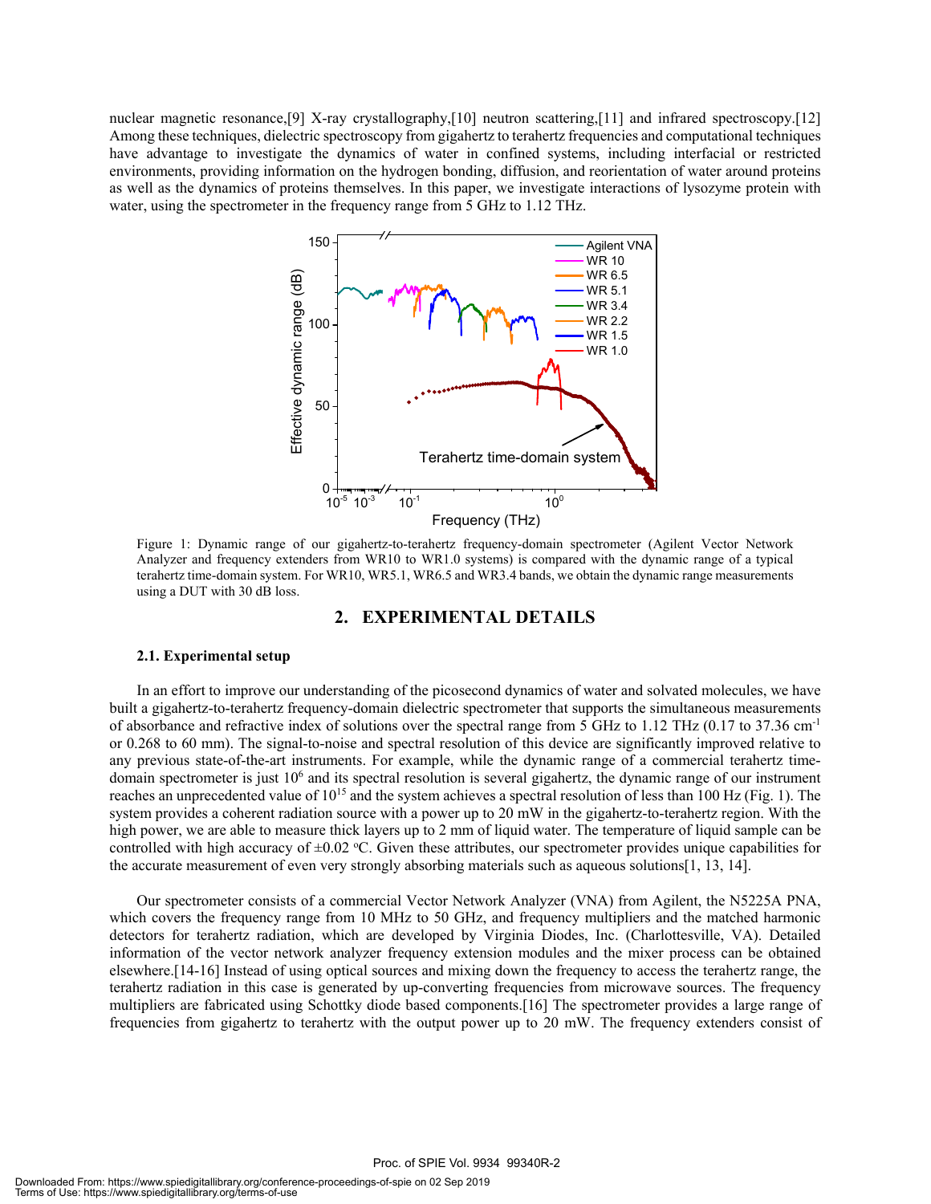nuclear magnetic resonance,[9] X-ray crystallography,[10] neutron scattering,[11] and infrared spectroscopy.[12] Among these techniques, dielectric spectroscopy from gigahertz to terahertz frequencies and computational techniques have advantage to investigate the dynamics of water in confined systems, including interfacial or restricted environments, providing information on the hydrogen bonding, diffusion, and reorientation of water around proteins as well as the dynamics of proteins themselves. In this paper, we investigate interactions of lysozyme protein with water, using the spectrometer in the frequency range from 5 GHz to 1.12 THz.

Figure 1: Dynamic range of our gigahertz-to-terahertz frequency-domain spectrometer (Agilent Vector Network Analyzer and frequency extenders from WR10 to WR1.0 systems) is compared with the dynamic range of a typical terahertz time-domain system. For WR10, WR5.1, WR6.5 and WR3.4 bands, we obtain the dynamic range measurements using a DUT with 30 dB loss.

## 2. EXPERIMENTAL DETAILS

### 2.1. Experimental setup

In an effort to improve our understanding of the picosecond dynamics of water and solvated molecules, we have built a gigahertz-to-terahertz frequency-domain dielectric spectrometer that supports the simultaneous measurements of absorbance and refractive index of solutions over the spectral range from 5 GHz to 1.12 THz (0.17 to 37.36 $cm^{-1}$ or 0.268 to 60 mm). The signal-to-noise and spectral resolution of this device are significantly improved relative to any previous state-of-the-art instruments. For example, while the dynamic range of a commercial terahertz time-domain spectrometer is just $10^6$ and its spectral resolution is several gigahertz, the dynamic range of our instrument reaches an unprecedented value of $10^{15}$ and the system achieves a spectral resolution of less than 100 Hz (Fig. 1). The system provides a coherent radiation source with a power up to 20 mW in the gigahertz-to-terahertz region. With the high power, we are able to measure thick layers up to 2 mm of liquid water. The temperature of liquid sample can be controlled with high accuracy of ±0.02 $^{o}$C. Given these attributes, our spectrometer provides unique capabilities for the accurate measurement of even very strongly absorbing materials such as aqueous solutions[1, 13, 14].

Our spectrometer consists of a commercial Vector Network Analyzer (VNA) from Agilent, the N5225A PNA, which covers the frequency range from 10 MHz to 50 GHz, and frequency multipliers and the matched harmonic detectors for terahertz radiation, which are developed by Virginia Diodes, Inc. (Charlottesville, VA). Detailed information of the vector network analyzer frequency extension modules and the mixer process can be obtained elsewhere.[14-16] Instead of using optical sources and mixing down the frequency to access the terahertz range, the terahertz radiation in this case is generated by up-converting frequencies from microwave sources. The frequency multipliers are fabricated using Schottky diode based components.[16] The spectrometer provides a large range of frequencies from gigahertz to terahertz with the output power up to 20 mW. The frequency extenders consist of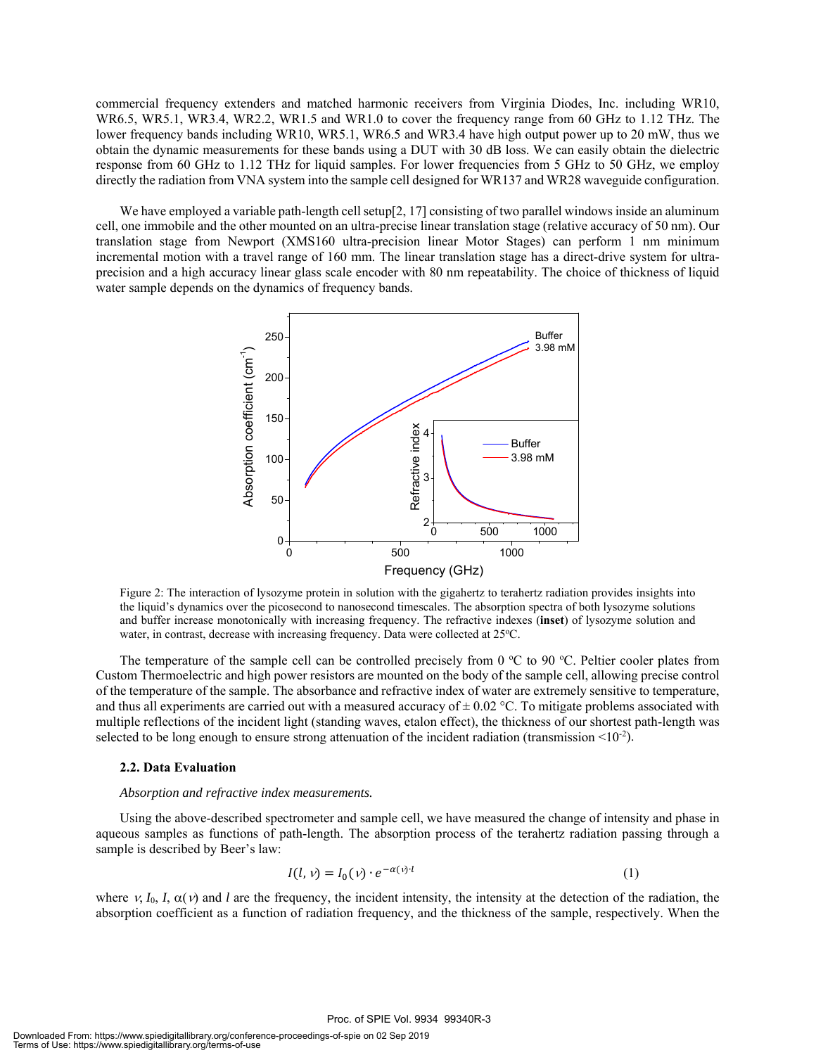commercial frequency extenders and matched harmonic receivers from Virginia Diodes, Inc. including WR10, WR6.5, WR5.1, WR3.4, WR2.2, WR1.5 and WR1.0 to cover the frequency range from 60 GHz to 1.12 THz. The lower frequency bands including WR10, WR5.1, WR6.5 and WR3.4 have high output power up to 20 mW, thus we obtain the dynamic measurements for these bands using a DUT with 30 dB loss. We can easily obtain the dielectric response from 60 GHz to 1.12 THz for liquid samples. For lower frequencies from 5 GHz to 50 GHz, we employ directly the radiation from VNA system into the sample cell designed for WR137 and WR28 waveguide configuration.

We have employed a variable path-length cell setup[2, 17] consisting of two parallel windows inside an aluminum cell, one immobile and the other mounted on an ultra-precise linear translation stage (relative accuracy of 50 nm). Our translation stage from Newport (XMS160 ultra-precision linear Motor Stages) can perform 1 nm minimum incremental motion with a travel range of 160 mm. The linear translation stage has a direct-drive system for ultra-precision and a high accuracy linear glass scale encoder with 80 nm repeatability. The choice of thickness of liquid water sample depends on the dynamics of frequency bands.

Figure 2: The interaction of lysozyme protein in solution with the gigahertz to terahertz radiation provides insights into the liquid's dynamics over the picosecond to nanosecond timescales. The absorption spectra of both lysozyme solutions and buffer increase monotonically with increasing frequency. The refractive indexes (**inset**) of lysozyme solution and water, in contrast, decrease with increasing frequency. Data were collected at 25°C.

The temperature of the sample cell can be controlled precisely from 0 °C to 90 °C. Peltier cooler plates from Custom Thermoelectric and high power resistors are mounted on the body of the sample cell, allowing precise control of the temperature of the sample. The absorbance and refractive index of water are extremely sensitive to temperature, and thus all experiments are carried out with a measured accuracy of ± 0.02 °C. To mitigate problems associated with multiple reflections of the incident light (standing waves, etalon effect), the thickness of our shortest path-length was selected to be long enough to ensure strong attenuation of the incident radiation (transmission $<10^{-2}$).

### 2.2. Data Evaluation

*Absorption and refractive index measurements.*

Using the above-described spectrometer and sample cell, we have measured the change of intensity and phase in aqueous samples as functions of path-length. The absorption process of the terahertz radiation passing through a sample is described by Beer's law:

$$I(l, \nu) = I_0(\nu) \cdot e^{-\alpha(\nu) \cdot l} \tag{1}$$

where $\nu$, $I_0$, $I$, $\alpha(\nu)$ and $l$ are the frequency, the incident intensity, the intensity at the detection of the radiation, the absorption coefficient as a function of radiation frequency, and the thickness of the sample, respectively. When the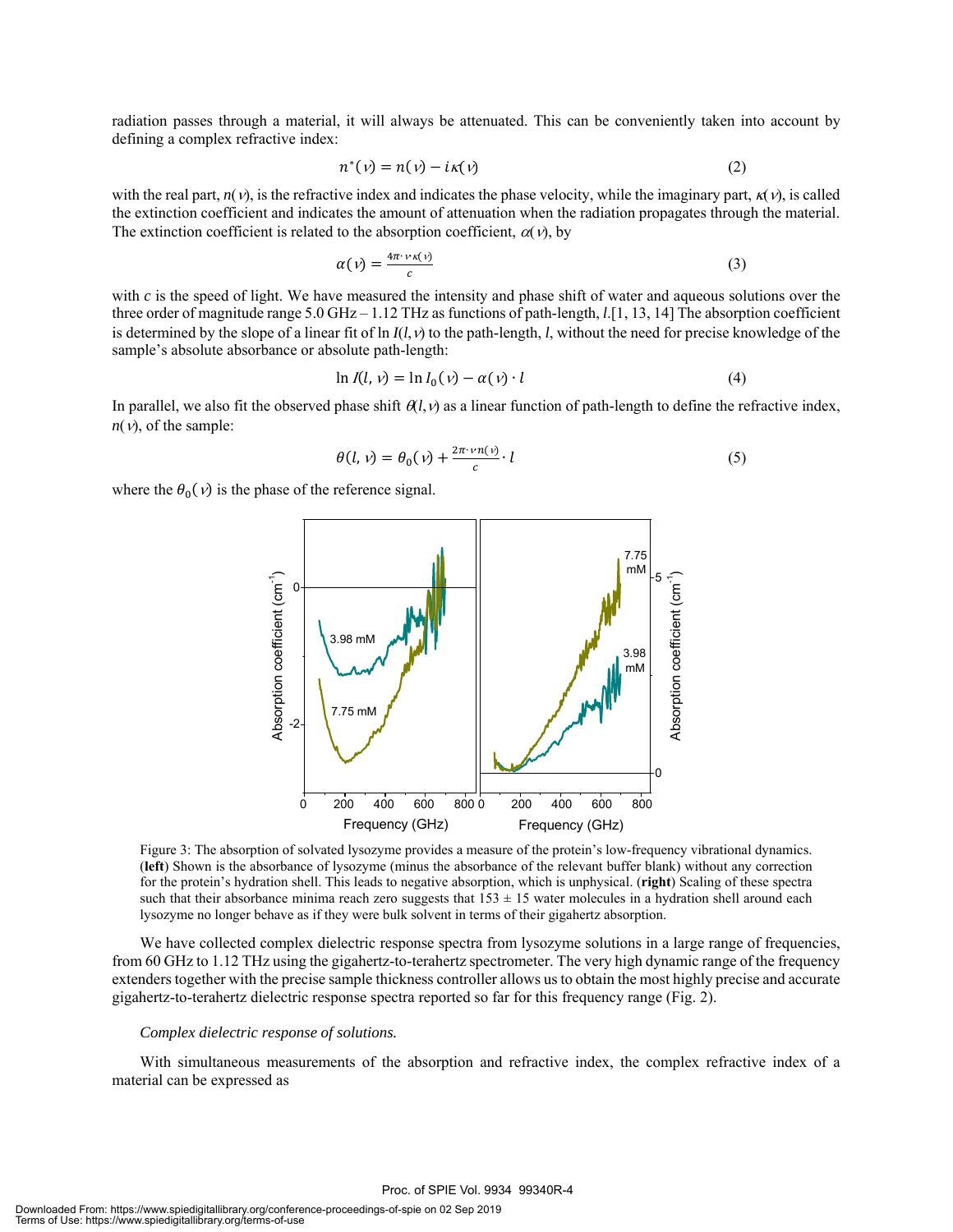radiation passes through a material, it will always be attenuated. This can be conveniently taken into account by defining a complex refractive index:

$$n^*(\nu) = n(\nu) - i\kappa(\nu) \tag{2}$$

with the real part, $n(\nu)$, is the refractive index and indicates the phase velocity, while the imaginary part, $\kappa(\nu)$, is called the extinction coefficient and indicates the amount of attenuation when the radiation propagates through the material. The extinction coefficient is related to the absorption coefficient, $\alpha(\nu)$, by

$$\alpha(\nu) = \frac{4\pi \cdot \nu \kappa(\nu)}{c} \tag{3}$$

with $c$ is the speed of light. We have measured the intensity and phase shift of water and aqueous solutions over the three order of magnitude range 5.0 GHz – 1.12 THz as functions of path-length, $l$.[1, 13, 14] The absorption coefficient is determined by the slope of a linear fit of $\ln I(l, \nu)$ to the path-length, $l$, without the need for precise knowledge of the sample's absolute absorbance or absolute path-length:

$$\ln I(l, \nu) = \ln I_0(\nu) - \alpha(\nu) \cdot l \tag{4}$$

In parallel, we also fit the observed phase shift $\theta(l, \nu)$ as a linear function of path-length to define the refractive index, $n(\nu)$, of the sample:

$$\theta(l, \nu) = \theta_0(\nu) + \frac{2\pi \cdot \nu n(\nu)}{c} \cdot l \tag{5}$$

where the $\theta_0(\nu)$ is the phase of the reference signal.

Figure 3: The absorption of solvated lysozyme provides a measure of the protein's low-frequency vibrational dynamics. (**left**) Shown is the absorbance of lysozyme (minus the absorbance of the relevant buffer blank) without any correction for the protein's hydration shell. This leads to negative absorption, which is unphysical. (**right**) Scaling of these spectra such that their absorbance minima reach zero suggests that 153 ± 15 water molecules in a hydration shell around each lysozyme no longer behave as if they were bulk solvent in terms of their gigahertz absorption.

We have collected complex dielectric response spectra from lysozyme solutions in a large range of frequencies, from 60 GHz to 1.12 THz using the gigahertz-to-terahertz spectrometer. The very high dynamic range of the frequency extenders together with the precise sample thickness controller allows us to obtain the most highly precise and accurate gigahertz-to-terahertz dielectric response spectra reported so far for this frequency range (Fig. 2).

*Complex dielectric response of solutions.*

With simultaneous measurements of the absorption and refractive index, the complex refractive index of a material can be expressed as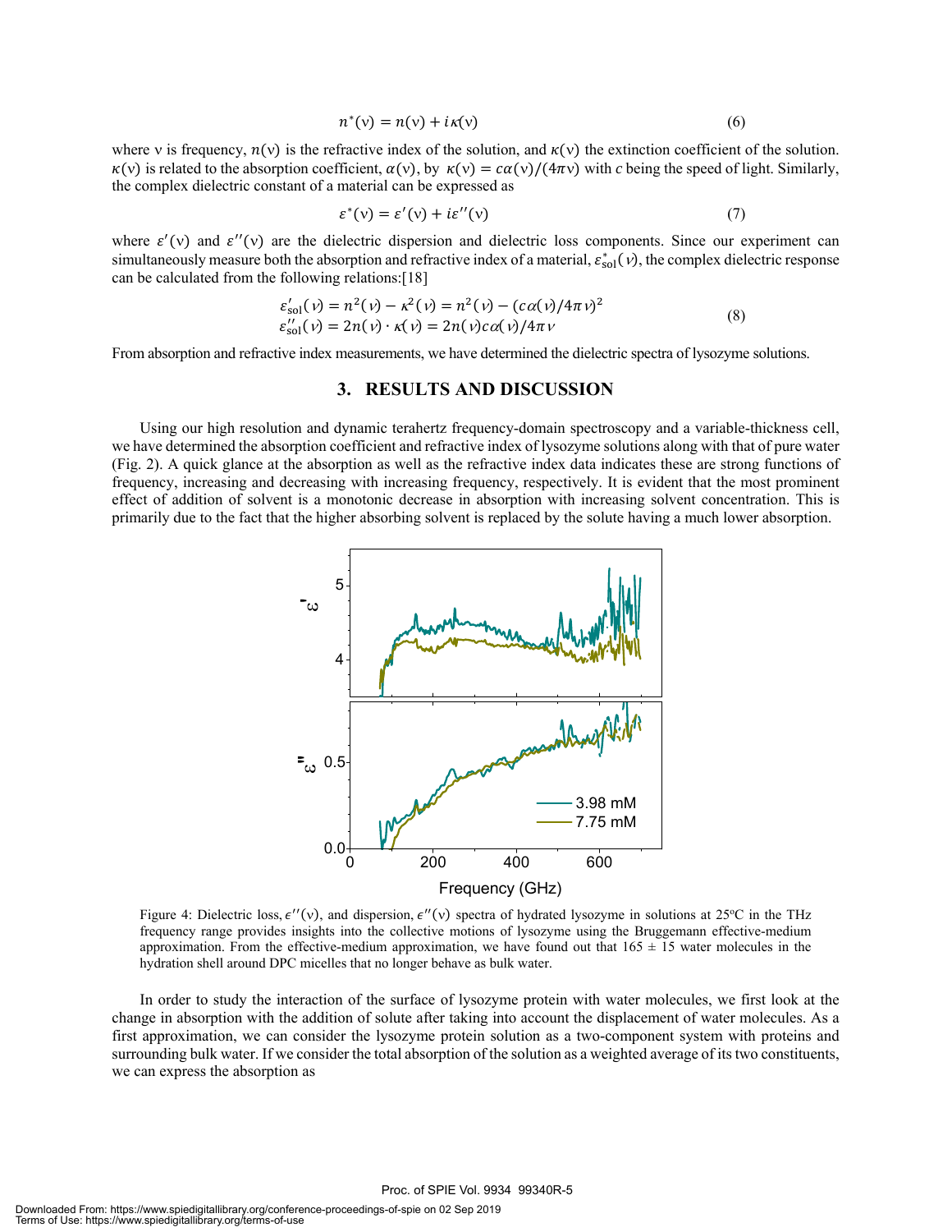$$n^*(\nu) = n(\nu) + i\kappa(\nu) \tag{6}$$

where ν is frequency, $n(\nu)$ is the refractive index of the solution, and $\kappa(\nu)$ the extinction coefficient of the solution. $\kappa(\nu)$ is related to the absorption coefficient, $\alpha(\nu)$, by $\kappa(\nu) = c\alpha(\nu)/(4\pi\nu)$ with *c* being the speed of light. Similarly, the complex dielectric constant of a material can be expressed as

$$\varepsilon^*(\nu) = \varepsilon'(\nu) + i\varepsilon''(\nu) \tag{7}$$

where $\varepsilon'(\nu)$ and $\varepsilon''(\nu)$ are the dielectric dispersion and dielectric loss components. Since our experiment can simultaneously measure both the absorption and refractive index of a material, $\varepsilon^*_{\text{sol}}(\nu)$, the complex dielectric response can be calculated from the following relations:[18]

$$\begin{aligned} \varepsilon'_{\text{sol}}(\nu) &= n^2(\nu) - \kappa^2(\nu) = n^2(\nu) - (c\alpha(\nu)/4\pi\nu)^2 \\ \varepsilon''_{\text{sol}}(\nu) &= 2n(\nu)\cdot\kappa(\nu) = 2n(\nu)c\alpha(\nu)/4\pi\nu \end{aligned} \tag{8}$$

From absorption and refractive index measurements, we have determined the dielectric spectra of lysozyme solutions.

## 3. RESULTS AND DISCUSSION

Using our high resolution and dynamic terahertz frequency-domain spectroscopy and a variable-thickness cell, we have determined the absorption coefficient and refractive index of lysozyme solutions along with that of pure water (Fig. 2). A quick glance at the absorption as well as the refractive index data indicates these are strong functions of frequency, increasing and decreasing with increasing frequency, respectively. It is evident that the most prominent effect of addition of solvent is a monotonic decrease in absorption with increasing solvent concentration. This is primarily due to the fact that the higher absorbing solvent is replaced by the solute having a much lower absorption.

Figure 4: Dielectric loss, $\epsilon''(\nu)$, and dispersion, $\epsilon''(\nu)$ spectra of hydrated lysozyme in solutions at 25°C in the THz frequency range provides insights into the collective motions of lysozyme using the Bruggemann effective-medium approximation. From the effective-medium approximation, we have found out that 165 ± 15 water molecules in the hydration shell around DPC micelles that no longer behave as bulk water.

In order to study the interaction of the surface of lysozyme protein with water molecules, we first look at the change in absorption with the addition of solute after taking into account the displacement of water molecules. As a first approximation, we can consider the lysozyme protein solution as a two-component system with proteins and surrounding bulk water. If we consider the total absorption of the solution as a weighted average of its two constituents, we can express the absorption as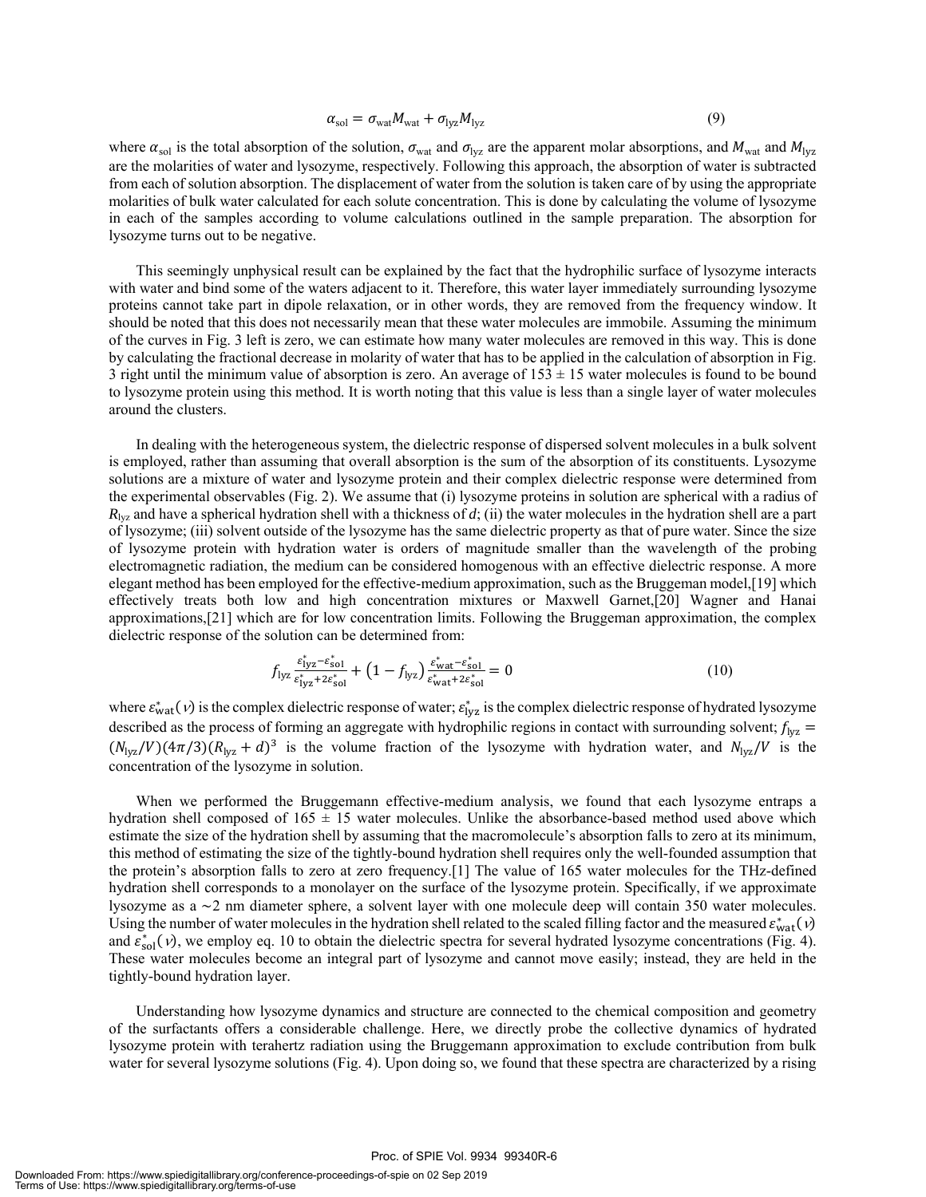$$\alpha_{\mathrm{sol}} = \sigma_{\mathrm{wat}} M_{\mathrm{wat}} + \sigma_{\mathrm{lyz}} M_{\mathrm{lyz}} \tag{9}$$

where $\alpha_{\mathrm{sol}}$ is the total absorption of the solution, $\sigma_{\mathrm{wat}}$ and $\sigma_{\mathrm{lyz}}$ are the apparent molar absorptions, and $M_{\mathrm{wat}}$ and $M_{\mathrm{lyz}}$ are the molarities of water and lysozyme, respectively. Following this approach, the absorption of water is subtracted from each of solution absorption. The displacement of water from the solution is taken care of by using the appropriate molarities of bulk water calculated for each solute concentration. This is done by calculating the volume of lysozyme in each of the samples according to volume calculations outlined in the sample preparation. The absorption for lysozyme turns out to be negative.

This seemingly unphysical result can be explained by the fact that the hydrophilic surface of lysozyme interacts with water and bind some of the waters adjacent to it. Therefore, this water layer immediately surrounding lysozyme proteins cannot take part in dipole relaxation, or in other words, they are removed from the frequency window. It should be noted that this does not necessarily mean that these water molecules are immobile. Assuming the minimum of the curves in Fig. 3 left is zero, we can estimate how many water molecules are removed in this way. This is done by calculating the fractional decrease in molarity of water that has to be applied in the calculation of absorption in Fig. 3 right until the minimum value of absorption is zero. An average of $153 \pm 15$ water molecules is found to be bound to lysozyme protein using this method. It is worth noting that this value is less than a single layer of water molecules around the clusters.

In dealing with the heterogeneous system, the dielectric response of dispersed solvent molecules in a bulk solvent is employed, rather than assuming that overall absorption is the sum of the absorption of its constituents. Lysozyme solutions are a mixture of water and lysozyme protein and their complex dielectric response were determined from the experimental observables (Fig. 2). We assume that (i) lysozyme proteins in solution are spherical with a radius of $R_{\mathrm{lyz}}$ and have a spherical hydration shell with a thickness of $d$; (ii) the water molecules in the hydration shell are a part of lysozyme; (iii) solvent outside of the lysozyme has the same dielectric property as that of pure water. Since the size of lysozyme protein with hydration water is orders of magnitude smaller than the wavelength of the probing electromagnetic radiation, the medium can be considered homogenous with an effective dielectric response. A more elegant method has been employed for the effective-medium approximation, such as the Bruggeman model,[19] which effectively treats both low and high concentration mixtures or Maxwell Garnet,[20] Wagner and Hanai approximations,[21] which are for low concentration limits. Following the Bruggeman approximation, the complex dielectric response of the solution can be determined from:

$$f_{\mathrm{lyz}} \frac{\varepsilon_{\mathrm{lyz}}^{*} - \varepsilon_{\mathrm{sol}}^{*}}{\varepsilon_{\mathrm{lyz}}^{*} + 2\varepsilon_{\mathrm{sol}}^{*}} + \left(1 - f_{\mathrm{lyz}}\right) \frac{\varepsilon_{\mathrm{wat}}^{*} - \varepsilon_{\mathrm{sol}}^{*}}{\varepsilon_{\mathrm{wat}}^{*} + 2\varepsilon_{\mathrm{sol}}^{*}} = 0 \tag{10}$$

where $\varepsilon_{\mathrm{wat}}^{*}(\nu)$ is the complex dielectric response of water; $\varepsilon_{\mathrm{lyz}}^{*}$ is the complex dielectric response of hydrated lysozyme described as the process of forming an aggregate with hydrophilic regions in contact with surrounding solvent; $f_{\mathrm{lyz}} = (N_{\mathrm{lyz}}/V)(4\pi/3)(R_{\mathrm{lyz}} + d)^3$ is the volume fraction of the lysozyme with hydration water, and $N_{\mathrm{lyz}}/V$ is the concentration of the lysozyme in solution.

When we performed the Bruggemann effective-medium analysis, we found that each lysozyme entraps a hydration shell composed of $165 \pm 15$ water molecules. Unlike the absorbance-based method used above which estimate the size of the hydration shell by assuming that the macromolecule's absorption falls to zero at its minimum, this method of estimating the size of the tightly-bound hydration shell requires only the well-founded assumption that the protein's absorption falls to zero at zero frequency.[1] The value of 165 water molecules for the THz-defined hydration shell corresponds to a monolayer on the surface of the lysozyme protein. Specifically, if we approximate lysozyme as a ~2 nm diameter sphere, a solvent layer with one molecule deep will contain 350 water molecules. Using the number of water molecules in the hydration shell related to the scaled filling factor and the measured $\varepsilon_{\mathrm{wat}}^{*}(\nu)$ and $\varepsilon_{\mathrm{sol}}^{*}(\nu)$, we employ eq. 10 to obtain the dielectric spectra for several hydrated lysozyme concentrations (Fig. 4). These water molecules become an integral part of lysozyme and cannot move easily; instead, they are held in the tightly-bound hydration layer.

Understanding how lysozyme dynamics and structure are connected to the chemical composition and geometry of the surfactants offers a considerable challenge. Here, we directly probe the collective dynamics of hydrated lysozyme protein with terahertz radiation using the Bruggemann approximation to exclude contribution from bulk water for several lysozyme solutions (Fig. 4). Upon doing so, we found that these spectra are characterized by a rising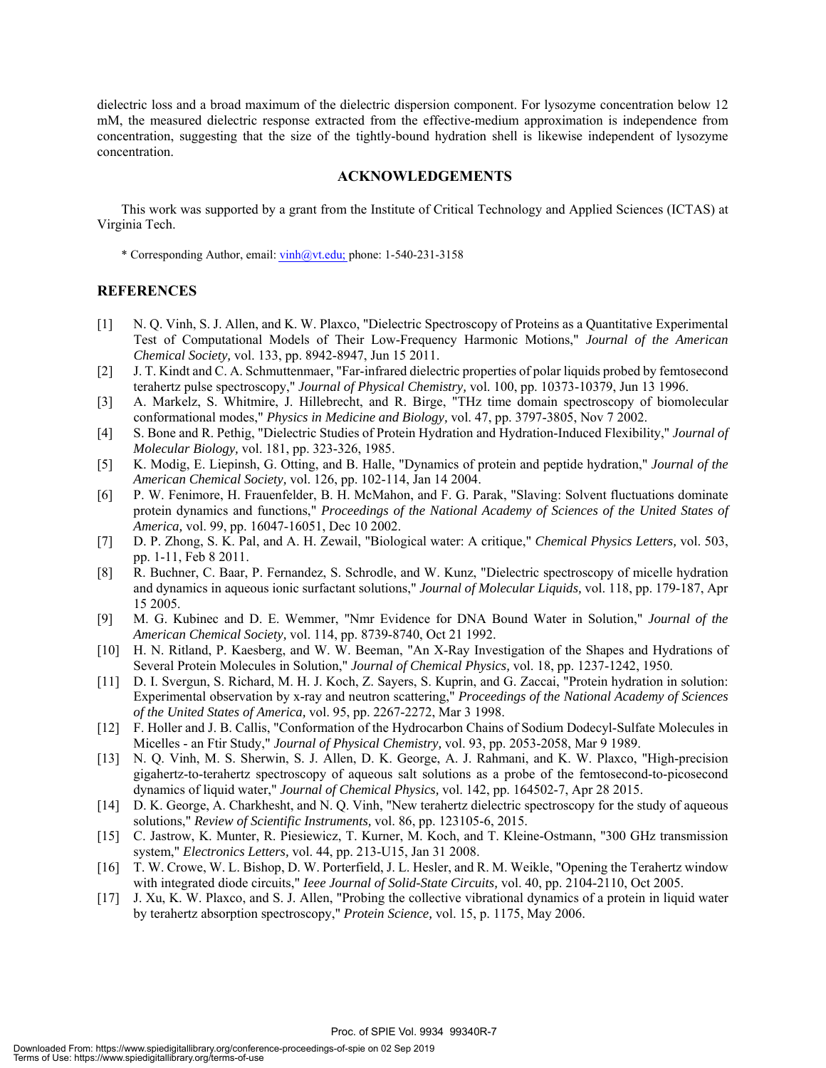dielectric loss and a broad maximum of the dielectric dispersion component. For lysozyme concentration below 12 mM, the measured dielectric response extracted from the effective-medium approximation is independence from concentration, suggesting that the size of the tightly-bound hydration shell is likewise independent of lysozyme concentration.

## ACKNOWLEDGEMENTS

This work was supported by a grant from the Institute of Critical Technology and Applied Sciences (ICTAS) at Virginia Tech.

\* Corresponding Author, email: vinh@vt.edu; phone: 1-540-231-3158

## REFERENCES

[1] N. Q. Vinh, S. J. Allen, and K. W. Plaxco, "Dielectric Spectroscopy of Proteins as a Quantitative Experimental Test of Computational Models of Their Low-Frequency Harmonic Motions," *Journal of the American Chemical Society,* vol. 133, pp. 8942-8947, Jun 15 2011.

[2] J. T. Kindt and C. A. Schmuttenmaer, "Far-infrared dielectric properties of polar liquids probed by femtosecond terahertz pulse spectroscopy," *Journal of Physical Chemistry,* vol. 100, pp. 10373-10379, Jun 13 1996.

[3] A. Markelz, S. Whitmire, J. Hillebrecht, and R. Birge, "THz time domain spectroscopy of biomolecular conformational modes," *Physics in Medicine and Biology,* vol. 47, pp. 3797-3805, Nov 7 2002.

[4] S. Bone and R. Pethig, "Dielectric Studies of Protein Hydration and Hydration-Induced Flexibility," *Journal of Molecular Biology,* vol. 181, pp. 323-326, 1985.

[5] K. Modig, E. Liepinsh, G. Otting, and B. Halle, "Dynamics of protein and peptide hydration," *Journal of the American Chemical Society,* vol. 126, pp. 102-114, Jan 14 2004.

[6] P. W. Fenimore, H. Frauenfelder, B. H. McMahon, and F. G. Parak, "Slaving: Solvent fluctuations dominate protein dynamics and functions," *Proceedings of the National Academy of Sciences of the United States of America,* vol. 99, pp. 16047-16051, Dec 10 2002.

[7] D. P. Zhong, S. K. Pal, and A. H. Zewail, "Biological water: A critique," *Chemical Physics Letters,* vol. 503, pp. 1-11, Feb 8 2011.

[8] R. Buchner, C. Baar, P. Fernandez, S. Schrodle, and W. Kunz, "Dielectric spectroscopy of micelle hydration and dynamics in aqueous ionic surfactant solutions," *Journal of Molecular Liquids,* vol. 118, pp. 179-187, Apr 15 2005.

[9] M. G. Kubinec and D. E. Wemmer, "Nmr Evidence for DNA Bound Water in Solution," *Journal of the American Chemical Society,* vol. 114, pp. 8739-8740, Oct 21 1992.

[10] H. N. Ritland, P. Kaesberg, and W. W. Beeman, "An X-Ray Investigation of the Shapes and Hydrations of Several Protein Molecules in Solution," *Journal of Chemical Physics,* vol. 18, pp. 1237-1242, 1950.

[11] D. I. Svergun, S. Richard, M. H. J. Koch, Z. Sayers, S. Kuprin, and G. Zaccai, "Protein hydration in solution: Experimental observation by x-ray and neutron scattering," *Proceedings of the National Academy of Sciences of the United States of America,* vol. 95, pp. 2267-2272, Mar 3 1998.

[12] F. Holler and J. B. Callis, "Conformation of the Hydrocarbon Chains of Sodium Dodecyl-Sulfate Molecules in Micelles - an Ftir Study," *Journal of Physical Chemistry,* vol. 93, pp. 2053-2058, Mar 9 1989.

[13] N. Q. Vinh, M. S. Sherwin, S. J. Allen, D. K. George, A. J. Rahmani, and K. W. Plaxco, "High-precision gigahertz-to-terahertz spectroscopy of aqueous salt solutions as a probe of the femtosecond-to-picosecond dynamics of liquid water," *Journal of Chemical Physics,* vol. 142, pp. 164502-7, Apr 28 2015.

[14] D. K. George, A. Charkhesht, and N. Q. Vinh, "New terahertz dielectric spectroscopy for the study of aqueous solutions," *Review of Scientific Instruments,* vol. 86, pp. 123105-6, 2015.

[15] C. Jastrow, K. Munter, R. Piesiewicz, T. Kurner, M. Koch, and T. Kleine-Ostmann, "300 GHz transmission system," *Electronics Letters,* vol. 44, pp. 213-U15, Jan 31 2008.

[16] T. W. Crowe, W. L. Bishop, D. W. Porterfield, J. L. Hesler, and R. M. Weikle, "Opening the Terahertz window with integrated diode circuits," *Ieee Journal of Solid-State Circuits,* vol. 40, pp. 2104-2110, Oct 2005.

[17] J. Xu, K. W. Plaxco, and S. J. Allen, "Probing the collective vibrational dynamics of a protein in liquid water by terahertz absorption spectroscopy," *Protein Science,* vol. 15, p. 1175, May 2006.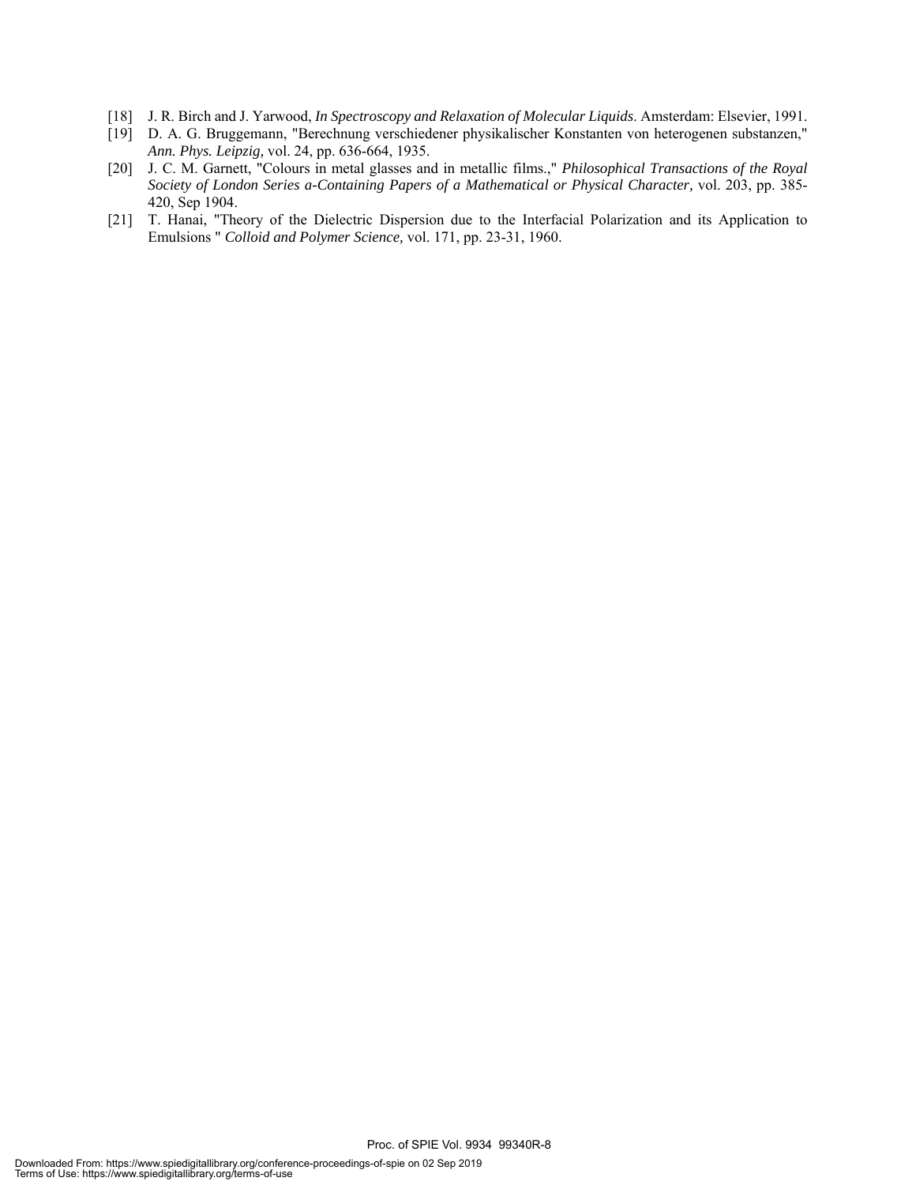[18] J. R. Birch and J. Yarwood, *In Spectroscopy and Relaxation of Molecular Liquids*. Amsterdam: Elsevier, 1991.

[19] D. A. G. Bruggemann, "Berechnung verschiedener physikalischer Konstanten von heterogenen substanzen," *Ann. Phys. Leipzig,* vol. 24, pp. 636-664, 1935.

[20] J. C. M. Garnett, "Colours in metal glasses and in metallic films.," *Philosophical Transactions of the Royal Society of London Series a-Containing Papers of a Mathematical or Physical Character,* vol. 203, pp. 385-420, Sep 1904.

[21] T. Hanai, "Theory of the Dielectric Dispersion due to the Interfacial Polarization and its Application to Emulsions " *Colloid and Polymer Science,* vol. 171, pp. 23-31, 1960.